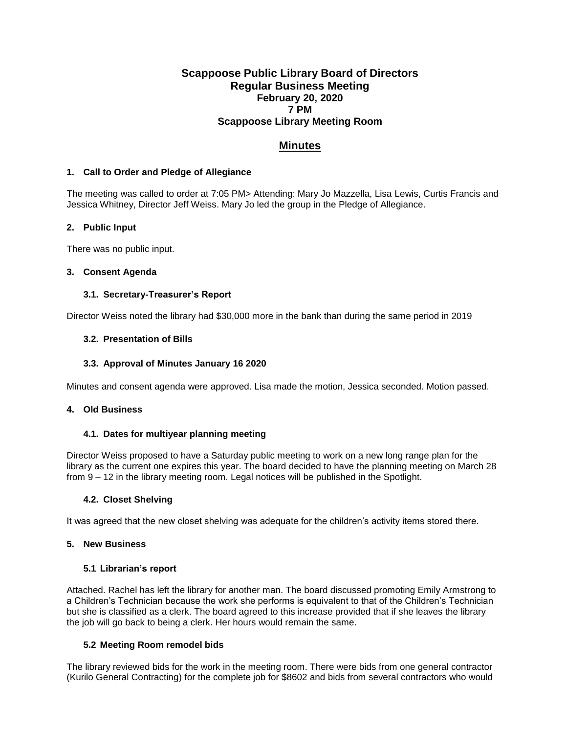# Scappoose Public Library Board of Directors
## Regular Business Meeting
### February 20, 2020
### 7 PM
### Scappoose Library Meeting Room

## Minutes

#### 1. Call to Order and Pledge of Allegiance

The meeting was called to order at 7:05 PM> Attending: Mary Jo Mazzella, Lisa Lewis, Curtis Francis and Jessica Whitney, Director Jeff Weiss. Mary Jo led the group in the Pledge of Allegiance.

#### 2. Public Input

There was no public input.

#### 3. Consent Agenda

##### 3.1. Secretary-Treasurer's Report

Director Weiss noted the library had $30,000 more in the bank than during the same period in 2019

##### 3.2. Presentation of Bills

##### 3.3. Approval of Minutes January 16 2020

Minutes and consent agenda were approved. Lisa made the motion, Jessica seconded. Motion passed.

#### 4. Old Business

##### 4.1. Dates for multiyear planning meeting

Director Weiss proposed to have a Saturday public meeting to work on a new long range plan for the library as the current one expires this year. The board decided to have the planning meeting on March 28 from 9 – 12 in the library meeting room. Legal notices will be published in the Spotlight.

##### 4.2. Closet Shelving

It was agreed that the new closet shelving was adequate for the children's activity items stored there.

#### 5. New Business

##### 5.1 Librarian's report

Attached. Rachel has left the library for another man. The board discussed promoting Emily Armstrong to a Children's Technician because the work she performs is equivalent to that of the Children's Technician but she is classified as a clerk. The board agreed to this increase provided that if she leaves the library the job will go back to being a clerk. Her hours would remain the same.

##### 5.2 Meeting Room remodel bids

The library reviewed bids for the work in the meeting room. There were bids from one general contractor (Kurilo General Contracting) for the complete job for $8602 and bids from several contractors who would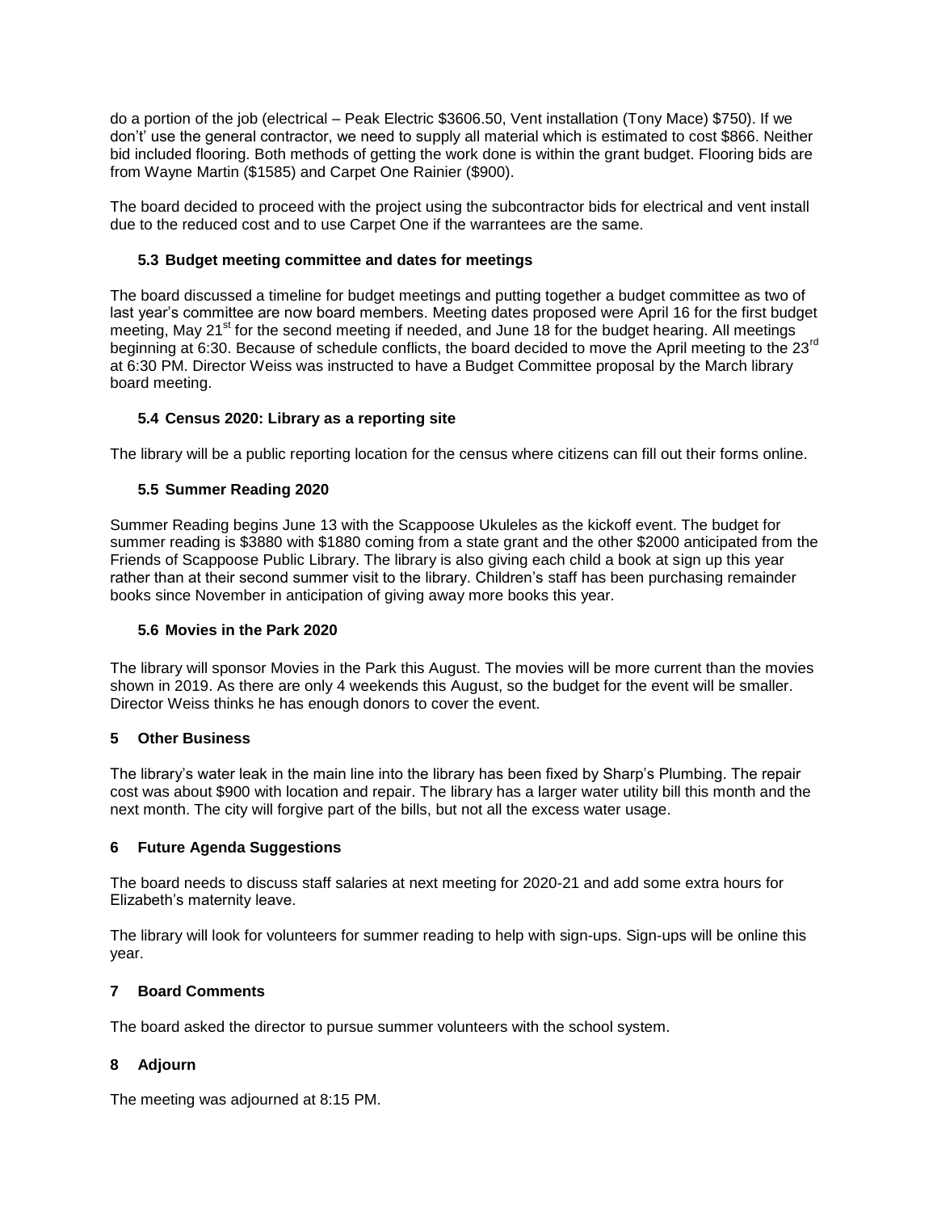do a portion of the job (electrical – Peak Electric $3606.50, Vent installation (Tony Mace) $750). If we don't' use the general contractor, we need to supply all material which is estimated to cost $866. Neither bid included flooring. Both methods of getting the work done is within the grant budget. Flooring bids are from Wayne Martin ($1585) and Carpet One Rainier ($900).

The board decided to proceed with the project using the subcontractor bids for electrical and vent install due to the reduced cost and to use Carpet One if the warrantees are the same.

### 5.3 Budget meeting committee and dates for meetings

The board discussed a timeline for budget meetings and putting together a budget committee as two of last year's committee are now board members. Meeting dates proposed were April 16 for the first budget meeting, May 21st for the second meeting if needed, and June 18 for the budget hearing. All meetings beginning at 6:30. Because of schedule conflicts, the board decided to move the April meeting to the 23rd at 6:30 PM. Director Weiss was instructed to have a Budget Committee proposal by the March library board meeting.

### 5.4 Census 2020: Library as a reporting site

The library will be a public reporting location for the census where citizens can fill out their forms online.

### 5.5 Summer Reading 2020

Summer Reading begins June 13 with the Scappoose Ukuleles as the kickoff event. The budget for summer reading is $3880 with $1880 coming from a state grant and the other $2000 anticipated from the Friends of Scappoose Public Library. The library is also giving each child a book at sign up this year rather than at their second summer visit to the library. Children's staff has been purchasing remainder books since November in anticipation of giving away more books this year.

### 5.6 Movies in the Park 2020

The library will sponsor Movies in the Park this August. The movies will be more current than the movies shown in 2019. As there are only 4 weekends this August, so the budget for the event will be smaller. Director Weiss thinks he has enough donors to cover the event.

## 5 Other Business

The library's water leak in the main line into the library has been fixed by Sharp's Plumbing. The repair cost was about $900 with location and repair. The library has a larger water utility bill this month and the next month. The city will forgive part of the bills, but not all the excess water usage.

## 6 Future Agenda Suggestions

The board needs to discuss staff salaries at next meeting for 2020-21 and add some extra hours for Elizabeth's maternity leave.

The library will look for volunteers for summer reading to help with sign-ups. Sign-ups will be online this year.

## 7 Board Comments

The board asked the director to pursue summer volunteers with the school system.

## 8 Adjourn

The meeting was adjourned at 8:15 PM.